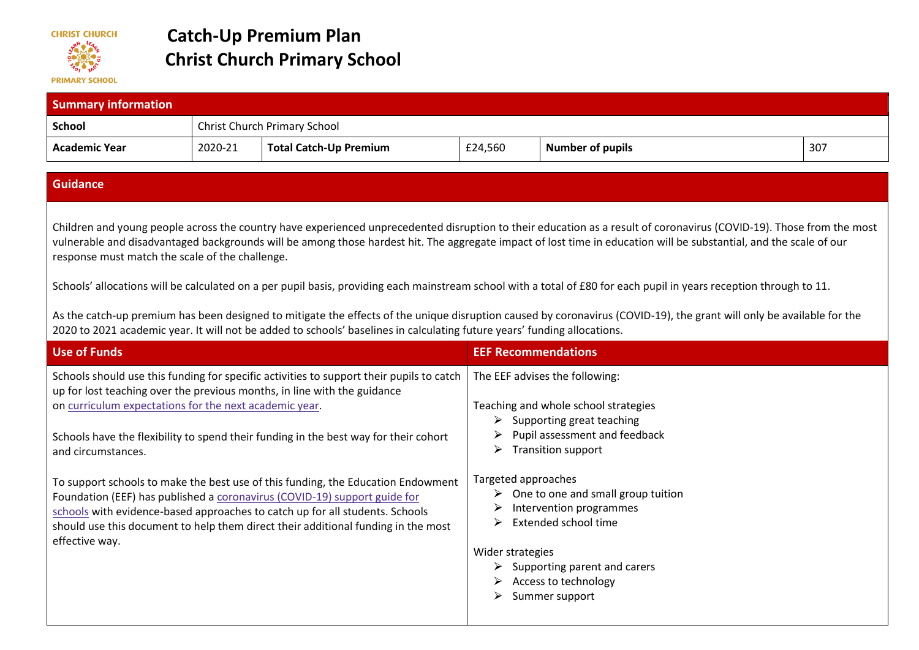# Catch-Up Premium Plan
# Christ Church Primary School

| Summary information | | | | | |
|---|---|---|---|---|---|
| **School** | Christ Church Primary School | | | | |
| **Academic Year** | 2020-21 | **Total Catch-Up Premium** | £24,560 | **Number of pupils** | 307 |

## Guidance

Children and young people across the country have experienced unprecedented disruption to their education as a result of coronavirus (COVID-19). Those from the most vulnerable and disadvantaged backgrounds will be among those hardest hit. The aggregate impact of lost time in education will be substantial, and the scale of our response must match the scale of the challenge.

Schools' allocations will be calculated on a per pupil basis, providing each mainstream school with a total of £80 for each pupil in years reception through to 11.

As the catch-up premium has been designed to mitigate the effects of the unique disruption caused by coronavirus (COVID-19), the grant will only be available for the 2020 to 2021 academic year. It will not be added to schools' baselines in calculating future years' funding allocations.

| Use of Funds | EEF Recommendations |
|---|---|
| Schools should use this funding for specific activities to support their pupils to catch up for lost teaching over the previous months, in line with the guidance on curriculum expectations for the next academic year.<br><br>Schools have the flexibility to spend their funding in the best way for their cohort and circumstances.<br><br>To support schools to make the best use of this funding, the Education Endowment Foundation (EEF) has published a coronavirus (COVID-19) support guide for schools with evidence-based approaches to catch up for all students. Schools should use this document to help them direct their additional funding in the most effective way. | The EEF advises the following:<br><br>Teaching and whole school strategies<br>➢ Supporting great teaching<br>➢ Pupil assessment and feedback<br>➢ Transition support<br><br>Targeted approaches<br>➢ One to one and small group tuition<br>➢ Intervention programmes<br>➢ Extended school time<br><br>Wider strategies<br>➢ Supporting parent and carers<br>➢ Access to technology<br>➢ Summer support |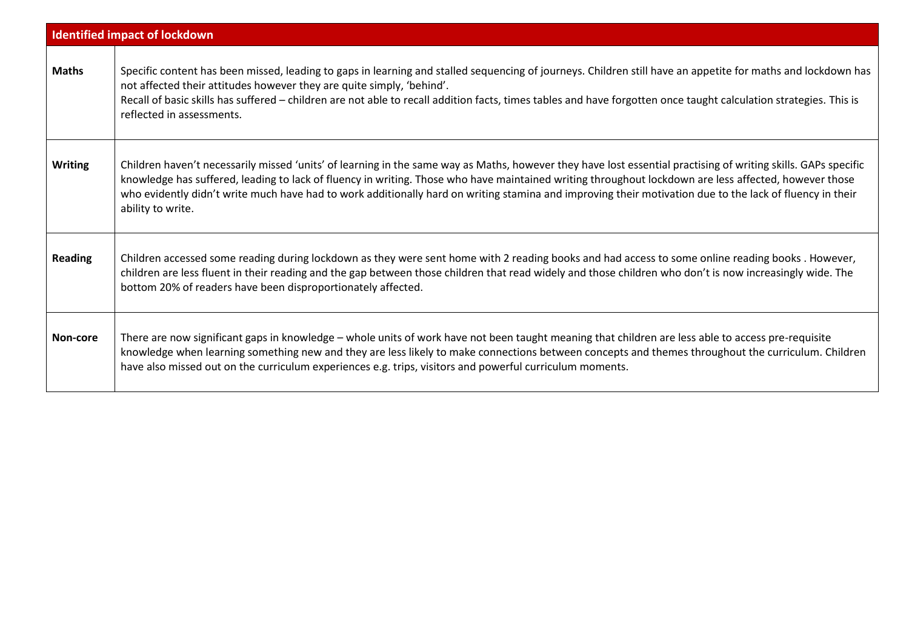| Identified impact of lockdown | |
|---|---|
| **Maths** | Specific content has been missed, leading to gaps in learning and stalled sequencing of journeys. Children still have an appetite for maths and lockdown has not affected their attitudes however they are quite simply, 'behind'.<br>Recall of basic skills has suffered – children are not able to recall addition facts, times tables and have forgotten once taught calculation strategies. This is reflected in assessments. |
| **Writing** | Children haven't necessarily missed 'units' of learning in the same way as Maths, however they have lost essential practising of writing skills. GAPs specific knowledge has suffered, leading to lack of fluency in writing. Those who have maintained writing throughout lockdown are less affected, however those who evidently didn't write much have had to work additionally hard on writing stamina and improving their motivation due to the lack of fluency in their ability to write. |
| **Reading** | Children accessed some reading during lockdown as they were sent home with 2 reading books and had access to some online reading books . However, children are less fluent in their reading and the gap between those children that read widely and those children who don't is now increasingly wide. The bottom 20% of readers have been disproportionately affected. |
| **Non-core** | There are now significant gaps in knowledge – whole units of work have not been taught meaning that children are less able to access pre-requisite knowledge when learning something new and they are less likely to make connections between concepts and themes throughout the curriculum. Children have also missed out on the curriculum experiences e.g. trips, visitors and powerful curriculum moments. |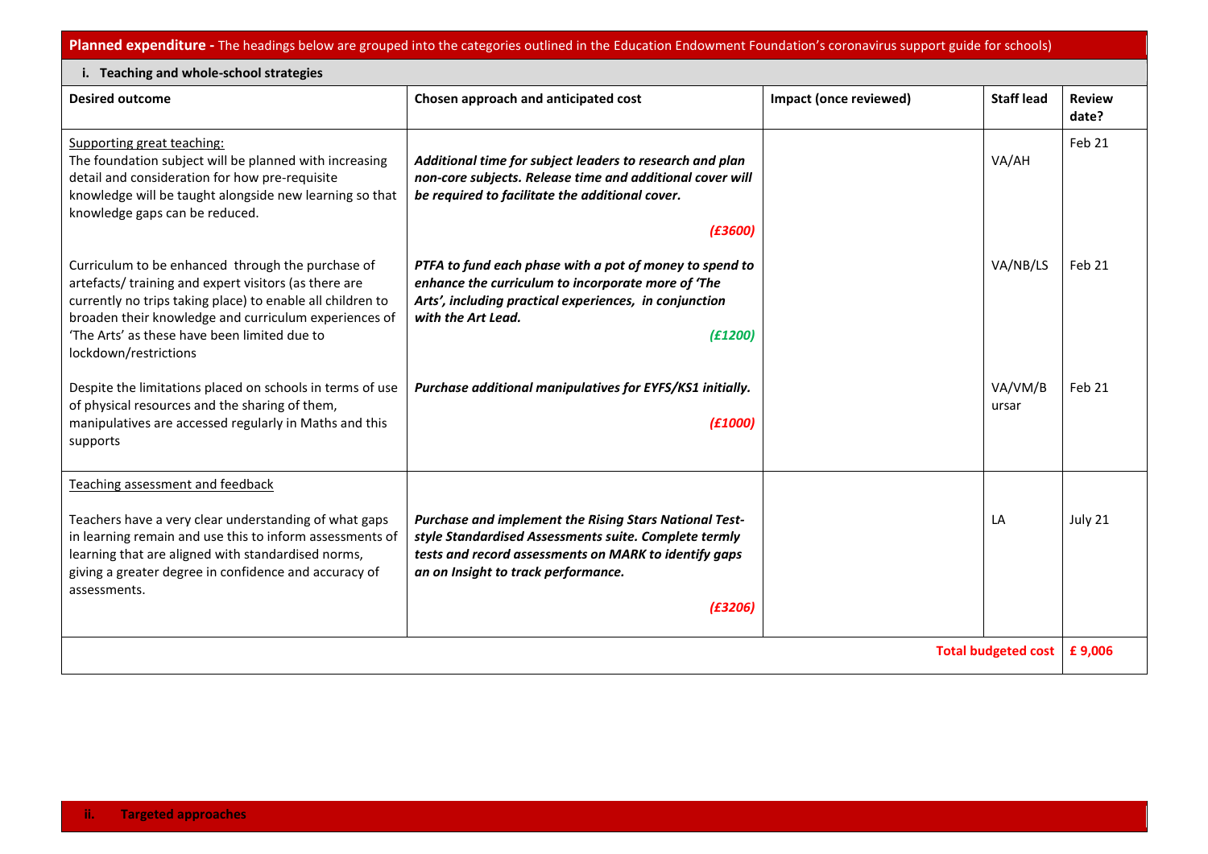**Planned expenditure -** The headings below are grouped into the categories outlined in the Education Endowment Foundation's coronavirus support guide for schools)

**i. Teaching and whole-school strategies**

| Desired outcome | Chosen approach and anticipated cost | Impact (once reviewed) | Staff lead | Review date? |
|---|---|---|---|---|
| Supporting great teaching:<br>The foundation subject will be planned with increasing detail and consideration for how pre-requisite knowledge will be taught alongside new learning so that knowledge gaps can be reduced. | ***Additional time for subject leaders to research and plan non-core subjects. Release time and additional cover will be required to facilitate the additional cover.***<br>***(£3600)*** | | VA/AH | Feb 21 |
| Curriculum to be enhanced through the purchase of artefacts/ training and expert visitors (as there are currently no trips taking place) to enable all children to broaden their knowledge and curriculum experiences of 'The Arts' as these have been limited due to lockdown/restrictions | ***PTFA to fund each phase with a pot of money to spend to enhance the curriculum to incorporate more of 'The Arts', including practical experiences, in conjunction with the Art Lead.***<br>***(£1200)*** | | VA/NB/LS | Feb 21 |
| Despite the limitations placed on schools in terms of use of physical resources and the sharing of them, manipulatives are accessed regularly in Maths and this supports | ***Purchase additional manipulatives for EYFS/KS1 initially.***<br>***(£1000)*** | | VA/VM/Bursar | Feb 21 |
| Teaching assessment and feedback<br><br>Teachers have a very clear understanding of what gaps in learning remain and use this to inform assessments of learning that are aligned with standardised norms, giving a greater degree in confidence and accuracy of assessments. | ***Purchase and implement the Rising Stars National Test-style Standardised Assessments suite. Complete termly tests and record assessments on MARK to identify gaps an on Insight to track performance.***<br>***(£3206)*** | | LA | July 21 |
| | | | **Total budgeted cost** | **£ 9,006** |

**ii. Targeted approaches**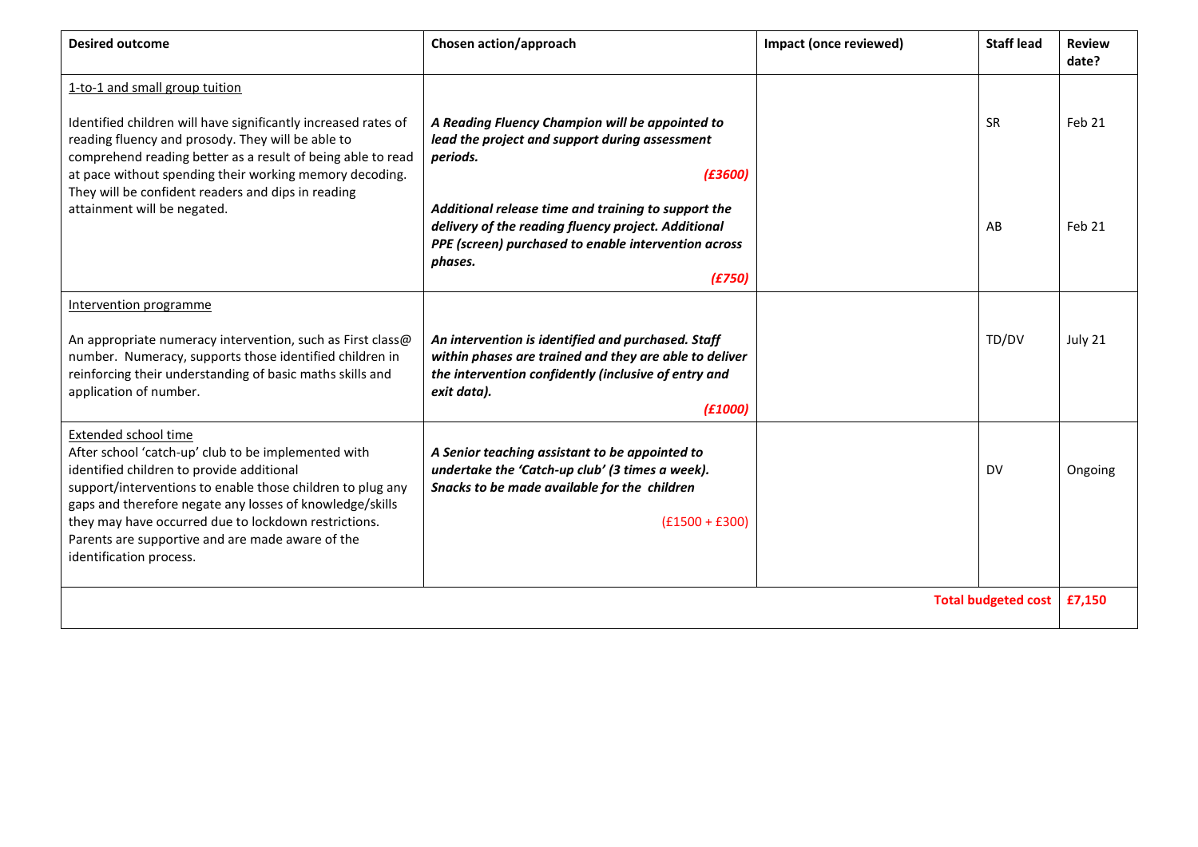| Desired outcome | Chosen action/approach | Impact (once reviewed) | Staff lead | Review date? |
|---|---|---|---|---|
| 1-to-1 and small group tuition<br><br>Identified children will have significantly increased rates of reading fluency and prosody. They will be able to comprehend reading better as a result of being able to read at pace without spending their working memory decoding. They will be confident readers and dips in reading attainment will be negated. | ***A Reading Fluency Champion will be appointed to lead the project and support during assessment periods.***<br>***(£3600)***<br><br>***Additional release time and training to support the delivery of the reading fluency project. Additional PPE (screen) purchased to enable intervention across phases.***<br>***(£750)*** | | SR<br><br>AB | Feb 21<br><br>Feb 21 |
| Intervention programme<br><br>An appropriate numeracy intervention, such as First class@ number. Numeracy, supports those identified children in reinforcing their understanding of basic maths skills and application of number. | ***An intervention is identified and purchased. Staff within phases are trained and they are able to deliver the intervention confidently (inclusive of entry and exit data).***<br>***(£1000)*** | | TD/DV | July 21 |
| Extended school time<br>After school 'catch-up' club to be implemented with identified children to provide additional support/interventions to enable those children to plug any gaps and therefore negate any losses of knowledge/skills they may have occurred due to lockdown restrictions. Parents are supportive and are made aware of the identification process. | ***A Senior teaching assistant to be appointed to undertake the 'Catch-up club' (3 times a week). Snacks to be made available for the children***<br><br>(£1500 + £300) | | DV | Ongoing |
| | | | **Total budgeted cost** | **£7,150** |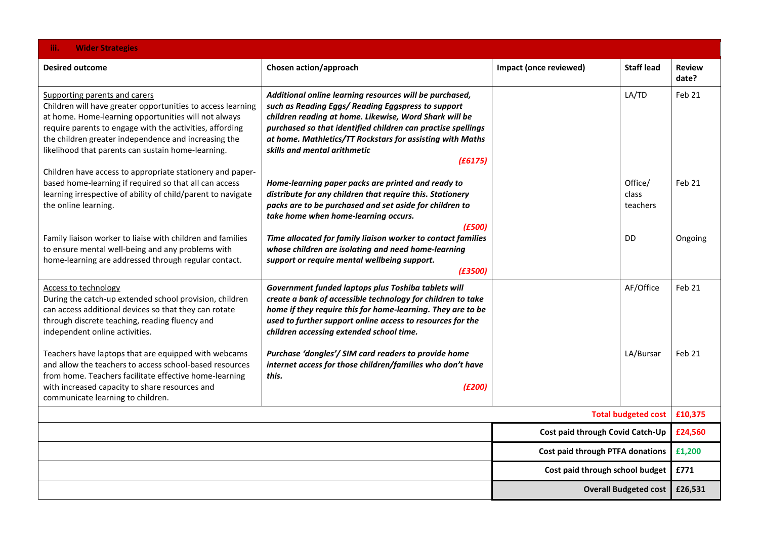| iii. Wider Strategies | | | | |
|---|---|---|---|---|
| **Desired outcome** | **Chosen action/approach** | **Impact (once reviewed)** | **Staff lead** | **Review date?** |
| Supporting parents and carers<br>Children will have greater opportunities to access learning at home. Home-learning opportunities will not always require parents to engage with the activities, affording the children greater independence and increasing the likelihood that parents can sustain home-learning. | ***Additional online learning resources will be purchased, such as Reading Eggs/ Reading Eggspress to support children reading at home. Likewise, Word Shark will be purchased so that identified children can practise spellings at home. Mathletics/TT Rockstars for assisting with Maths skills and mental arithmetic*** ***(£6175)*** | | LA/TD | Feb 21 |
| Children have access to appropriate stationery and paper-based home-learning if required so that all can access learning irrespective of ability of child/parent to navigate the online learning. | ***Home-learning paper packs are printed and ready to distribute for any children that require this. Stationery packs are to be purchased and set aside for children to take home when home-learning occurs.*** ***(£500)*** | | Office/ class teachers | Feb 21 |
| Family liaison worker to liaise with children and families to ensure mental well-being and any problems with home-learning are addressed through regular contact. | ***Time allocated for family liaison worker to contact families whose children are isolating and need home-learning support or require mental wellbeing support.*** ***(£3500)*** | | DD | Ongoing |
| Access to technology<br>During the catch-up extended school provision, children can access additional devices so that they can rotate through discrete teaching, reading fluency and independent online activities. | ***Government funded laptops plus Toshiba tablets will create a bank of accessible technology for children to take home if they require this for home-learning. They are to be used to further support online access to resources for the children accessing extended school time.*** | | AF/Office | Feb 21 |
| Teachers have laptops that are equipped with webcams and allow the teachers to access school-based resources from home. Teachers facilitate effective home-learning with increased capacity to share resources and communicate learning to children. | ***Purchase 'dongles'/ SIM card readers to provide home internet access for those children/families who don't have this.*** ***(£200)*** | | LA/Bursar | Feb 21 |
| | | | **Total budgeted cost** | **£10,375** |
| | | | **Cost paid through Covid Catch-Up** | **£24,560** |
| | | | **Cost paid through PTFA donations** | **£1,200** |
| | | | **Cost paid through school budget** | **£771** |
| | | | **Overall Budgeted cost** | **£26,531** |